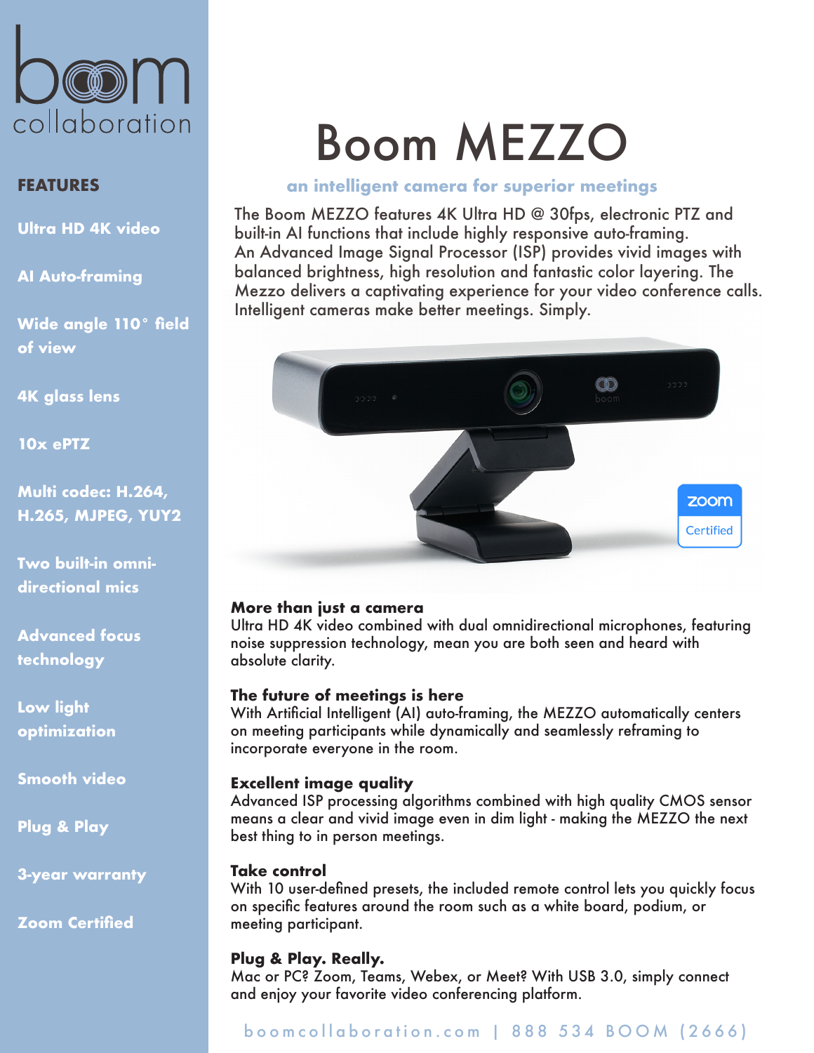boom collaboration

# Boom MEZZO

**an intelligent camera for superior meetings**

The Boom MEZZO features 4K Ultra HD @ 30fps, electronic PTZ and built-in AI functions that include highly responsive auto-framing. An Advanced Image Signal Processor (ISP) provides vivid images with balanced brightness, high resolution and fantastic color layering. The Mezzo delivers a captivating experience for your video conference calls. Intelligent cameras make better meetings. Simply.

## FEATURES

- Ultra HD 4K video
- AI Auto-framing
- Wide angle 110° field of view
- 4K glass lens
- 10x ePTZ
- Multi codec: H.264, H.265, MJPEG, YUY2
- Two built-in omni-directional mics
- Advanced focus technology
- Low light optimization
- Smooth video
- Plug & Play
- 3-year warranty
- Zoom Certified

zoom Certified

### More than just a camera

Ultra HD 4K video combined with dual omnidirectional microphones, featuring noise suppression technology, mean you are both seen and heard with absolute clarity.

### The future of meetings is here

With Artificial Intelligent (AI) auto-framing, the MEZZO automatically centers on meeting participants while dynamically and seamlessly reframing to incorporate everyone in the room.

### Excellent image quality

Advanced ISP processing algorithms combined with high quality CMOS sensor means a clear and vivid image even in dim light - making the MEZZO the next best thing to in person meetings.

### Take control

With 10 user-defined presets, the included remote control lets you quickly focus on specific features around the room such as a white board, podium, or meeting participant.

### Plug & Play. Really.

Mac or PC? Zoom, Teams, Webex, or Meet? With USB 3.0, simply connect and enjoy your favorite video conferencing platform.

boomcollaboration.com | 888 534 BOOM (2666)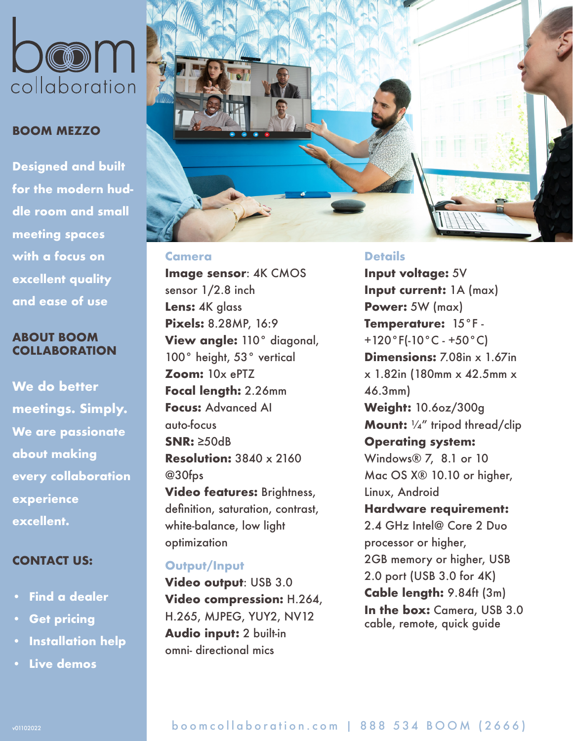boom collaboration

## BOOM MEZZO

**Designed and built for the modern huddle room and small meeting spaces with a focus on excellent quality and ease of use**

## ABOUT BOOM COLLABORATION

**We do better meetings. Simply. We are passionate about making every collaboration experience excellent.**

## CONTACT US:

- **Find a dealer**
- **Get pricing**
- **Installation help**
- **Live demos**

### Camera

**Image sensor**: 4K CMOS sensor 1/2.8 inch
**Lens:** 4K glass
**Pixels:** 8.28MP, 16:9
**View angle:** 110° diagonal, 100° height, 53° vertical
**Zoom:** 10x ePTZ
**Focal length:** 2.26mm
**Focus:** Advanced AI auto-focus
**SNR:** ≥50dB
**Resolution:** 3840 x 2160 @30fps
**Video features:** Brightness, definition, saturation, contrast, white-balance, low light optimization

### Output/Input

**Video output**: USB 3.0
**Video compression:** H.264, H.265, MJPEG, YUY2, NV12
**Audio input:** 2 built-in omni- directional mics

### Details

**Input voltage:** 5V
**Input current:** 1A (max)
**Power:** 5W (max)
**Temperature:** 15°F - +120°F(-10°C - +50°C)
**Dimensions:** 7.08in x 1.67in x 1.82in (180mm x 42.5mm x 46.3mm)
**Weight:** 10.6oz/300g
**Mount:** ¼" tripod thread/clip
**Operating system:** Windows® 7, 8.1 or 10 Mac OS X® 10.10 or higher, Linux, Android
**Hardware requirement:** 2.4 GHz Intel@ Core 2 Duo processor or higher, 2GB memory or higher, USB 2.0 port (USB 3.0 for 4K)
**Cable length:** 9.84ft (3m)
**In the box:** Camera, USB 3.0 cable, remote, quick guide

v01102022

boomcollaboration.com | 888 534 BOOM (2666)